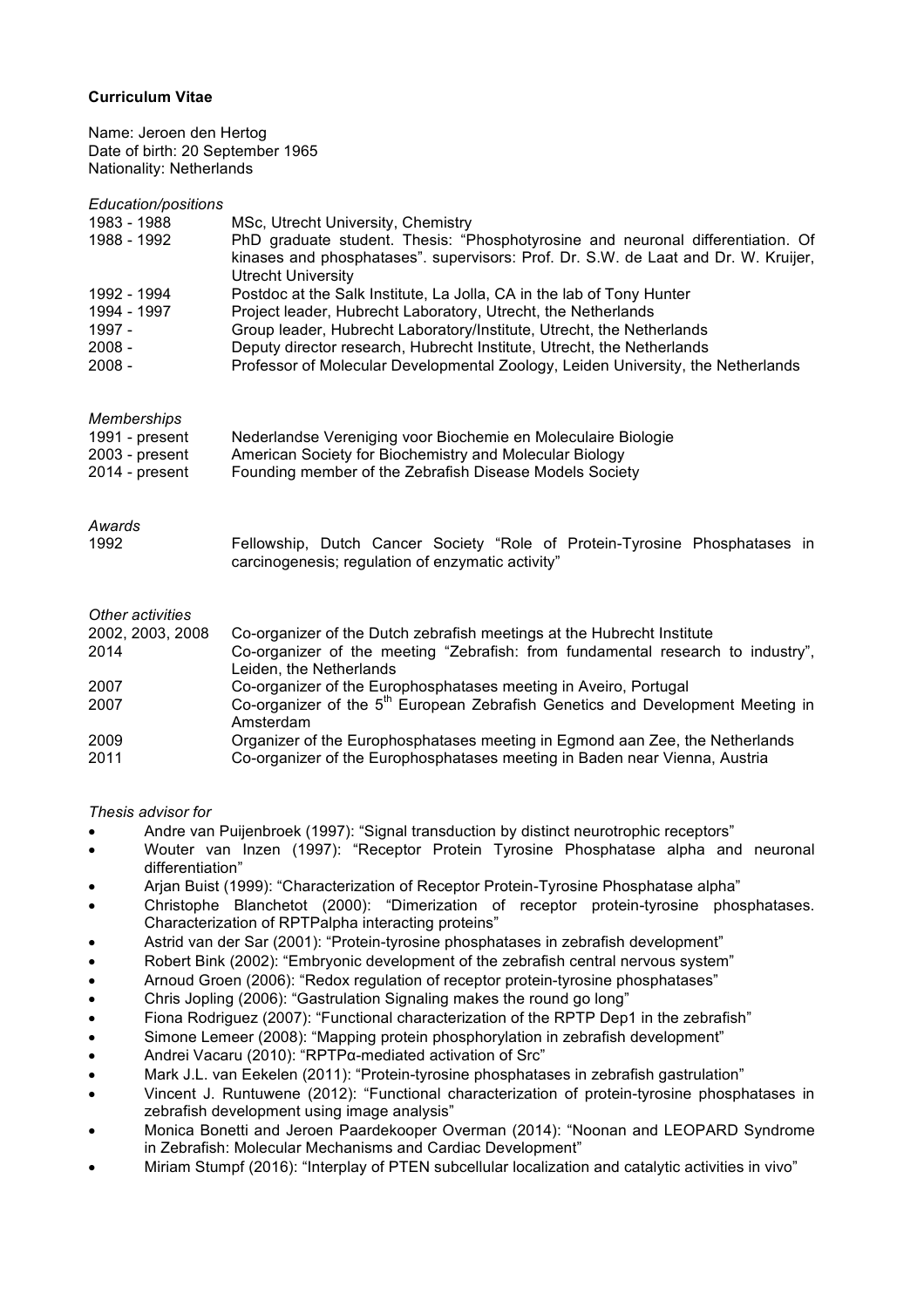**Curriculum Vitae**

Name: Jeroen den Hertog
Date of birth: 20 September 1965
Nationality: Netherlands

*Education/positions*

| | |
|---|---|
| 1983 - 1988 | MSc, Utrecht University, Chemistry |
| 1988 - 1992 | PhD graduate student. Thesis: "Phosphotyrosine and neuronal differentiation. Of kinases and phosphatases". supervisors: Prof. Dr. S.W. de Laat and Dr. W. Kruijer, Utrecht University |
| 1992 - 1994 | Postdoc at the Salk Institute, La Jolla, CA in the lab of Tony Hunter |
| 1994 - 1997 | Project leader, Hubrecht Laboratory, Utrecht, the Netherlands |
| 1997 - | Group leader, Hubrecht Laboratory/Institute, Utrecht, the Netherlands |
| 2008 - | Deputy director research, Hubrecht Institute, Utrecht, the Netherlands |
| 2008 - | Professor of Molecular Developmental Zoology, Leiden University, the Netherlands |

*Memberships*

| | |
|---|---|
| 1991 - present | Nederlandse Vereniging voor Biochemie en Moleculaire Biologie |
| 2003 - present | American Society for Biochemistry and Molecular Biology |
| 2014 - present | Founding member of the Zebrafish Disease Models Society |

*Awards*

| | |
|---|---|
| 1992 | Fellowship, Dutch Cancer Society "Role of Protein-Tyrosine Phosphatases in carcinogenesis; regulation of enzymatic activity" |

*Other activities*

| | |
|---|---|
| 2002, 2003, 2008 | Co-organizer of the Dutch zebrafish meetings at the Hubrecht Institute |
| 2014 | Co-organizer of the meeting "Zebrafish: from fundamental research to industry", Leiden, the Netherlands |
| 2007 | Co-organizer of the Europhosphatases meeting in Aveiro, Portugal |
| 2007 | Co-organizer of the 5th European Zebrafish Genetics and Development Meeting in Amsterdam |
| 2009 | Organizer of the Europhosphatases meeting in Egmond aan Zee, the Netherlands |
| 2011 | Co-organizer of the Europhosphatases meeting in Baden near Vienna, Austria |

*Thesis advisor for*

- Andre van Puijenbroek (1997): "Signal transduction by distinct neurotrophic receptors"
- Wouter van Inzen (1997): "Receptor Protein Tyrosine Phosphatase alpha and neuronal differentiation"
- Arjan Buist (1999): "Characterization of Receptor Protein-Tyrosine Phosphatase alpha"
- Christophe Blanchetot (2000): "Dimerization of receptor protein-tyrosine phosphatases. Characterization of RPTPalpha interacting proteins"
- Astrid van der Sar (2001): "Protein-tyrosine phosphatases in zebrafish development"
- Robert Bink (2002): "Embryonic development of the zebrafish central nervous system"
- Arnoud Groen (2006): "Redox regulation of receptor protein-tyrosine phosphatases"
- Chris Jopling (2006): "Gastrulation Signaling makes the round go long"
- Fiona Rodriguez (2007): "Functional characterization of the RPTP Dep1 in the zebrafish"
- Simone Lemeer (2008): "Mapping protein phosphorylation in zebrafish development"
- Andrei Vacaru (2010): "RPTPα-mediated activation of Src"
- Mark J.L. van Eekelen (2011): "Protein-tyrosine phosphatases in zebrafish gastrulation"
- Vincent J. Runtuwene (2012): "Functional characterization of protein-tyrosine phosphatases in zebrafish development using image analysis"
- Monica Bonetti and Jeroen Paardekooper Overman (2014): "Noonan and LEOPARD Syndrome in Zebrafish: Molecular Mechanisms and Cardiac Development"
- Miriam Stumpf (2016): "Interplay of PTEN subcellular localization and catalytic activities in vivo"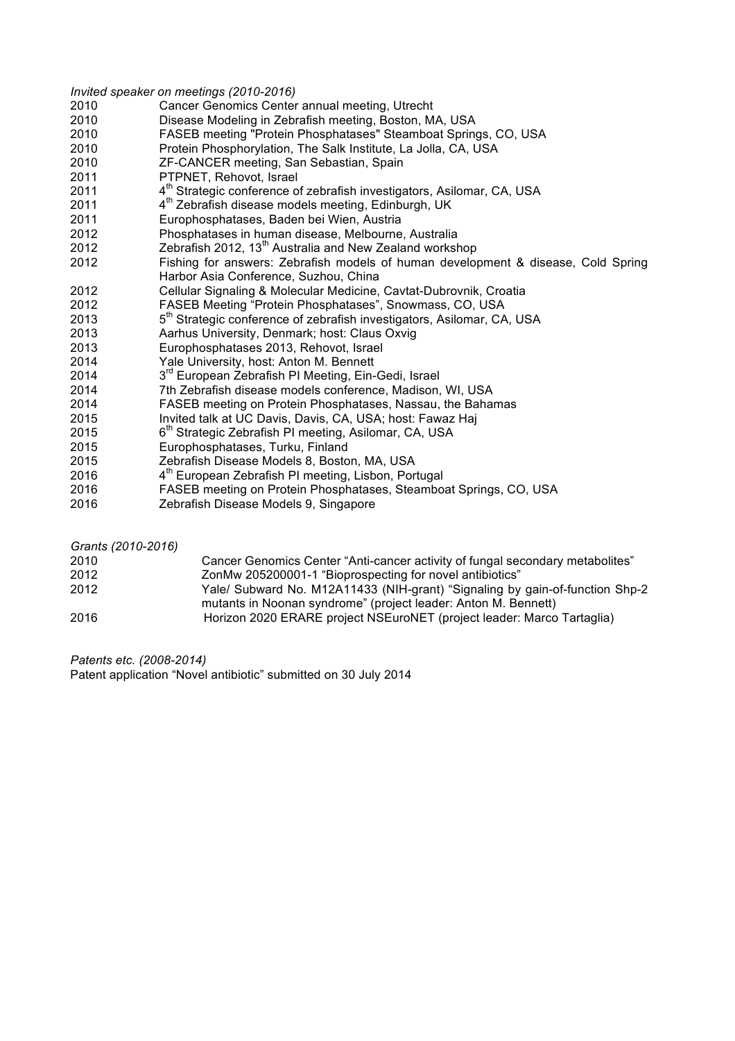*Invited speaker on meetings (2010-2016)*

| | |
|---|---|
| 2010 | Cancer Genomics Center annual meeting, Utrecht |
| 2010 | Disease Modeling in Zebrafish meeting, Boston, MA, USA |
| 2010 | FASEB meeting "Protein Phosphatases" Steamboat Springs, CO, USA |
| 2010 | Protein Phosphorylation, The Salk Institute, La Jolla, CA, USA |
| 2010 | ZF-CANCER meeting, San Sebastian, Spain |
| 2011 | PTPNET, Rehovot, Israel |
| 2011 | 4th Strategic conference of zebrafish investigators, Asilomar, CA, USA |
| 2011 | 4th Zebrafish disease models meeting, Edinburgh, UK |
| 2011 | Europhosphatases, Baden bei Wien, Austria |
| 2012 | Phosphatases in human disease, Melbourne, Australia |
| 2012 | Zebrafish 2012, 13th Australia and New Zealand workshop |
| 2012 | Fishing for answers: Zebrafish models of human development & disease, Cold Spring Harbor Asia Conference, Suzhou, China |
| 2012 | Cellular Signaling & Molecular Medicine, Cavtat-Dubrovnik, Croatia |
| 2012 | FASEB Meeting "Protein Phosphatases", Snowmass, CO, USA |
| 2013 | 5th Strategic conference of zebrafish investigators, Asilomar, CA, USA |
| 2013 | Aarhus University, Denmark; host: Claus Oxvig |
| 2013 | Europhosphatases 2013, Rehovot, Israel |
| 2014 | Yale University, host: Anton M. Bennett |
| 2014 | 3rd European Zebrafish PI Meeting, Ein-Gedi, Israel |
| 2014 | 7th Zebrafish disease models conference, Madison, WI, USA |
| 2014 | FASEB meeting on Protein Phosphatases, Nassau, the Bahamas |
| 2015 | Invited talk at UC Davis, Davis, CA, USA; host: Fawaz Haj |
| 2015 | 6th Strategic Zebrafish PI meeting, Asilomar, CA, USA |
| 2015 | Europhosphatases, Turku, Finland |
| 2015 | Zebrafish Disease Models 8, Boston, MA, USA |
| 2016 | 4th European Zebrafish PI meeting, Lisbon, Portugal |
| 2016 | FASEB meeting on Protein Phosphatases, Steamboat Springs, CO, USA |
| 2016 | Zebrafish Disease Models 9, Singapore |

*Grants (2010-2016)*

| | |
|---|---|
| 2010 | Cancer Genomics Center "Anti-cancer activity of fungal secondary metabolites" |
| 2012 | ZonMw 205200001-1 "Bioprospecting for novel antibiotics" |
| 2012 | Yale/ Subward No. M12A11433 (NIH-grant) "Signaling by gain-of-function Shp-2 mutants in Noonan syndrome" (project leader: Anton M. Bennett) |
| 2016 | Horizon 2020 ERARE project NSEuroNET (project leader: Marco Tartaglia) |

*Patents etc. (2008-2014)*

Patent application "Novel antibiotic" submitted on 30 July 2014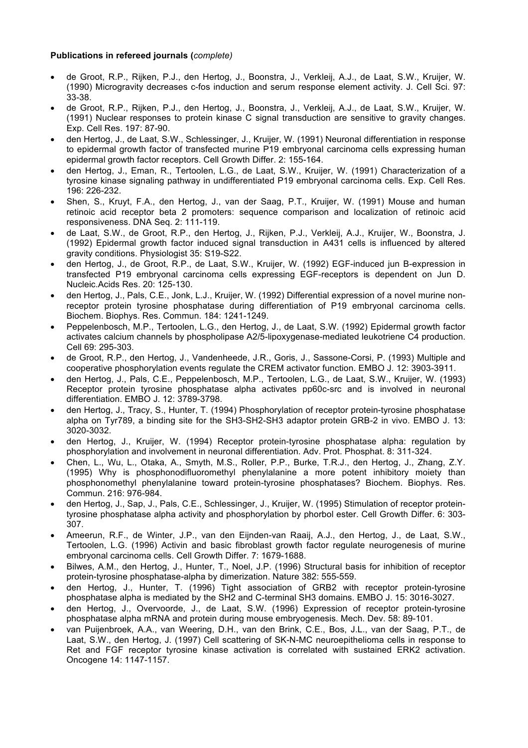**Publications in refereed journals (*complete*)**

- de Groot, R.P., Rijken, P.J., den Hertog, J., Boonstra, J., Verkleij, A.J., de Laat, S.W., Kruijer, W. (1990) Microgravity decreases c-fos induction and serum response element activity. J. Cell Sci. 97: 33-38.
- de Groot, R.P., Rijken, P.J., den Hertog, J., Boonstra, J., Verkleij, A.J., de Laat, S.W., Kruijer, W. (1991) Nuclear responses to protein kinase C signal transduction are sensitive to gravity changes. Exp. Cell Res. 197: 87-90.
- den Hertog, J., de Laat, S.W., Schlessinger, J., Kruijer, W. (1991) Neuronal differentiation in response to epidermal growth factor of transfected murine P19 embryonal carcinoma cells expressing human epidermal growth factor receptors. Cell Growth Differ. 2: 155-164.
- den Hertog, J., Eman, R., Tertoolen, L.G., de Laat, S.W., Kruijer, W. (1991) Characterization of a tyrosine kinase signaling pathway in undifferentiated P19 embryonal carcinoma cells. Exp. Cell Res. 196: 226-232.
- Shen, S., Kruyt, F.A., den Hertog, J., van der Saag, P.T., Kruijer, W. (1991) Mouse and human retinoic acid receptor beta 2 promoters: sequence comparison and localization of retinoic acid responsiveness. DNA Seq. 2: 111-119.
- de Laat, S.W., de Groot, R.P., den Hertog, J., Rijken, P.J., Verkleij, A.J., Kruijer, W., Boonstra, J. (1992) Epidermal growth factor induced signal transduction in A431 cells is influenced by altered gravity conditions. Physiologist 35: S19-S22.
- den Hertog, J., de Groot, R.P., de Laat, S.W., Kruijer, W. (1992) EGF-induced jun B-expression in transfected P19 embryonal carcinoma cells expressing EGF-receptors is dependent on Jun D. Nucleic.Acids Res. 20: 125-130.
- den Hertog, J., Pals, C.E., Jonk, L.J., Kruijer, W. (1992) Differential expression of a novel murine non-receptor protein tyrosine phosphatase during differentiation of P19 embryonal carcinoma cells. Biochem. Biophys. Res. Commun. 184: 1241-1249.
- Peppelenbosch, M.P., Tertoolen, L.G., den Hertog, J., de Laat, S.W. (1992) Epidermal growth factor activates calcium channels by phospholipase A2/5-lipoxygenase-mediated leukotriene C4 production. Cell 69: 295-303.
- de Groot, R.P., den Hertog, J., Vandenheede, J.R., Goris, J., Sassone-Corsi, P. (1993) Multiple and cooperative phosphorylation events regulate the CREM activator function. EMBO J. 12: 3903-3911.
- den Hertog, J., Pals, C.E., Peppelenbosch, M.P., Tertoolen, L.G., de Laat, S.W., Kruijer, W. (1993) Receptor protein tyrosine phosphatase alpha activates pp60c-src and is involved in neuronal differentiation. EMBO J. 12: 3789-3798.
- den Hertog, J., Tracy, S., Hunter, T. (1994) Phosphorylation of receptor protein-tyrosine phosphatase alpha on Tyr789, a binding site for the SH3-SH2-SH3 adaptor protein GRB-2 in vivo. EMBO J. 13: 3020-3032.
- den Hertog, J., Kruijer, W. (1994) Receptor protein-tyrosine phosphatase alpha: regulation by phosphorylation and involvement in neuronal differentiation. Adv. Prot. Phosphat. 8: 311-324.
- Chen, L., Wu, L., Otaka, A., Smyth, M.S., Roller, P.P., Burke, T.R.J., den Hertog, J., Zhang, Z.Y. (1995) Why is phosphonodifluoromethyl phenylalanine a more potent inhibitory moiety than phosphonomethyl phenylalanine toward protein-tyrosine phosphatases? Biochem. Biophys. Res. Commun. 216: 976-984.
- den Hertog, J., Sap, J., Pals, C.E., Schlessinger, J., Kruijer, W. (1995) Stimulation of receptor protein-tyrosine phosphatase alpha activity and phosphorylation by phorbol ester. Cell Growth Differ. 6: 303-307.
- Ameerun, R.F., de Winter, J.P., van den Eijnden-van Raaij, A.J., den Hertog, J., de Laat, S.W., Tertoolen, L.G. (1996) Activin and basic fibroblast growth factor regulate neurogenesis of murine embryonal carcinoma cells. Cell Growth Differ. 7: 1679-1688.
- Bilwes, A.M., den Hertog, J., Hunter, T., Noel, J.P. (1996) Structural basis for inhibition of receptor protein-tyrosine phosphatase-alpha by dimerization. Nature 382: 555-559.
- den Hertog, J., Hunter, T. (1996) Tight association of GRB2 with receptor protein-tyrosine phosphatase alpha is mediated by the SH2 and C-terminal SH3 domains. EMBO J. 15: 3016-3027.
- den Hertog, J., Overvoorde, J., de Laat, S.W. (1996) Expression of receptor protein-tyrosine phosphatase alpha mRNA and protein during mouse embryogenesis. Mech. Dev. 58: 89-101.
- van Puijenbroek, A.A., van Weering, D.H., van den Brink, C.E., Bos, J.L., van der Saag, P.T., de Laat, S.W., den Hertog, J. (1997) Cell scattering of SK-N-MC neuroepithelioma cells in response to Ret and FGF receptor tyrosine kinase activation is correlated with sustained ERK2 activation. Oncogene 14: 1147-1157.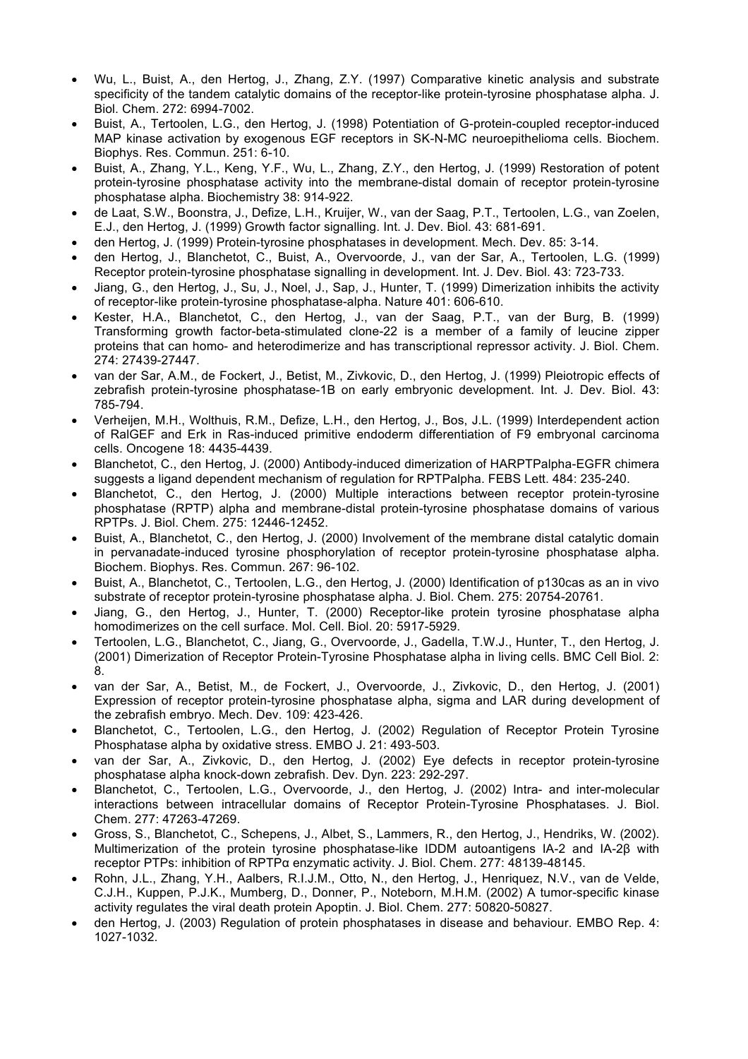- Wu, L., Buist, A., den Hertog, J., Zhang, Z.Y. (1997) Comparative kinetic analysis and substrate specificity of the tandem catalytic domains of the receptor-like protein-tyrosine phosphatase alpha. J. Biol. Chem. 272: 6994-7002.
- Buist, A., Tertoolen, L.G., den Hertog, J. (1998) Potentiation of G-protein-coupled receptor-induced MAP kinase activation by exogenous EGF receptors in SK-N-MC neuroepithelioma cells. Biochem. Biophys. Res. Commun. 251: 6-10.
- Buist, A., Zhang, Y.L., Keng, Y.F., Wu, L., Zhang, Z.Y., den Hertog, J. (1999) Restoration of potent protein-tyrosine phosphatase activity into the membrane-distal domain of receptor protein-tyrosine phosphatase alpha. Biochemistry 38: 914-922.
- de Laat, S.W., Boonstra, J., Defize, L.H., Kruijer, W., van der Saag, P.T., Tertoolen, L.G., van Zoelen, E.J., den Hertog, J. (1999) Growth factor signalling. Int. J. Dev. Biol. 43: 681-691.
- den Hertog, J. (1999) Protein-tyrosine phosphatases in development. Mech. Dev. 85: 3-14.
- den Hertog, J., Blanchetot, C., Buist, A., Overvoorde, J., van der Sar, A., Tertoolen, L.G. (1999) Receptor protein-tyrosine phosphatase signalling in development. Int. J. Dev. Biol. 43: 723-733.
- Jiang, G., den Hertog, J., Su, J., Noel, J., Sap, J., Hunter, T. (1999) Dimerization inhibits the activity of receptor-like protein-tyrosine phosphatase-alpha. Nature 401: 606-610.
- Kester, H.A., Blanchetot, C., den Hertog, J., van der Saag, P.T., van der Burg, B. (1999) Transforming growth factor-beta-stimulated clone-22 is a member of a family of leucine zipper proteins that can homo- and heterodimerize and has transcriptional repressor activity. J. Biol. Chem. 274: 27439-27447.
- van der Sar, A.M., de Fockert, J., Betist, M., Zivkovic, D., den Hertog, J. (1999) Pleiotropic effects of zebrafish protein-tyrosine phosphatase-1B on early embryonic development. Int. J. Dev. Biol. 43: 785-794.
- Verheijen, M.H., Wolthuis, R.M., Defize, L.H., den Hertog, J., Bos, J.L. (1999) Interdependent action of RalGEF and Erk in Ras-induced primitive endoderm differentiation of F9 embryonal carcinoma cells. Oncogene 18: 4435-4439.
- Blanchetot, C., den Hertog, J. (2000) Antibody-induced dimerization of HARPTPalpha-EGFR chimera suggests a ligand dependent mechanism of regulation for RPTPalpha. FEBS Lett. 484: 235-240.
- Blanchetot, C., den Hertog, J. (2000) Multiple interactions between receptor protein-tyrosine phosphatase (RPTP) alpha and membrane-distal protein-tyrosine phosphatase domains of various RPTPs. J. Biol. Chem. 275: 12446-12452.
- Buist, A., Blanchetot, C., den Hertog, J. (2000) Involvement of the membrane distal catalytic domain in pervanadate-induced tyrosine phosphorylation of receptor protein-tyrosine phosphatase alpha. Biochem. Biophys. Res. Commun. 267: 96-102.
- Buist, A., Blanchetot, C., Tertoolen, L.G., den Hertog, J. (2000) Identification of p130cas as an in vivo substrate of receptor protein-tyrosine phosphatase alpha. J. Biol. Chem. 275: 20754-20761.
- Jiang, G., den Hertog, J., Hunter, T. (2000) Receptor-like protein tyrosine phosphatase alpha homodimerizes on the cell surface. Mol. Cell. Biol. 20: 5917-5929.
- Tertoolen, L.G., Blanchetot, C., Jiang, G., Overvoorde, J., Gadella, T.W.J., Hunter, T., den Hertog, J. (2001) Dimerization of Receptor Protein-Tyrosine Phosphatase alpha in living cells. BMC Cell Biol. 2: 8.
- van der Sar, A., Betist, M., de Fockert, J., Overvoorde, J., Zivkovic, D., den Hertog, J. (2001) Expression of receptor protein-tyrosine phosphatase alpha, sigma and LAR during development of the zebrafish embryo. Mech. Dev. 109: 423-426.
- Blanchetot, C., Tertoolen, L.G., den Hertog, J. (2002) Regulation of Receptor Protein Tyrosine Phosphatase alpha by oxidative stress. EMBO J. 21: 493-503.
- van der Sar, A., Zivkovic, D., den Hertog, J. (2002) Eye defects in receptor protein-tyrosine phosphatase alpha knock-down zebrafish. Dev. Dyn. 223: 292-297.
- Blanchetot, C., Tertoolen, L.G., Overvoorde, J., den Hertog, J. (2002) Intra- and inter-molecular interactions between intracellular domains of Receptor Protein-Tyrosine Phosphatases. J. Biol. Chem. 277: 47263-47269.
- Gross, S., Blanchetot, C., Schepens, J., Albet, S., Lammers, R., den Hertog, J., Hendriks, W. (2002). Multimerization of the protein tyrosine phosphatase-like IDDM autoantigens IA-2 and IA-2β with receptor PTPs: inhibition of RPTPα enzymatic activity. J. Biol. Chem. 277: 48139-48145.
- Rohn, J.L., Zhang, Y.H., Aalbers, R.I.J.M., Otto, N., den Hertog, J., Henriquez, N.V., van de Velde, C.J.H., Kuppen, P.J.K., Mumberg, D., Donner, P., Noteborn, M.H.M. (2002) A tumor-specific kinase activity regulates the viral death protein Apoptin. J. Biol. Chem. 277: 50820-50827.
- den Hertog, J. (2003) Regulation of protein phosphatases in disease and behaviour. EMBO Rep. 4: 1027-1032.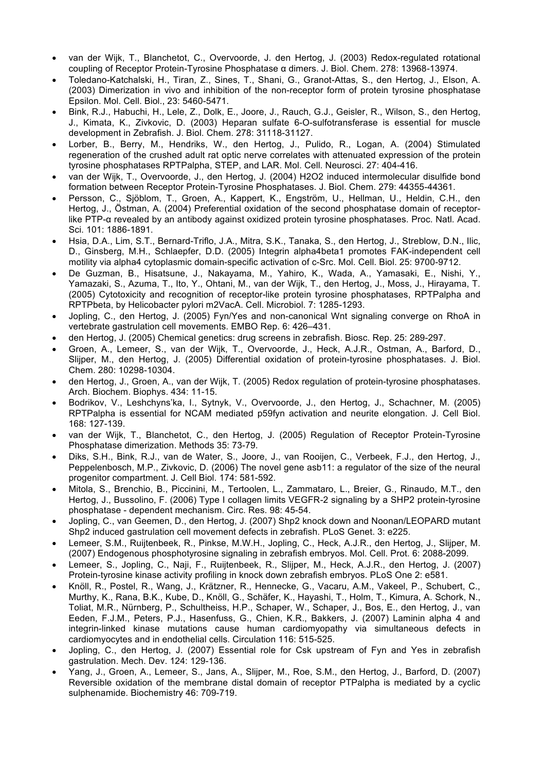- van der Wijk, T., Blanchetot, C., Overvoorde, J. den Hertog, J. (2003) Redox-regulated rotational coupling of Receptor Protein-Tyrosine Phosphatase α dimers. J. Biol. Chem. 278: 13968-13974.
- Toledano-Katchalski, H., Tiran, Z., Sines, T., Shani, G., Granot-Attas, S., den Hertog, J., Elson, A. (2003) Dimerization in vivo and inhibition of the non-receptor form of protein tyrosine phosphatase Epsilon. Mol. Cell. Biol., 23: 5460-5471.
- Bink, R.J., Habuchi, H., Lele, Z., Dolk, E., Joore, J., Rauch, G.J., Geisler, R., Wilson, S., den Hertog, J., Kimata, K., Zivkovic, D. (2003) Heparan sulfate 6-O-sulfotransferase is essential for muscle development in Zebrafish. J. Biol. Chem. 278: 31118-31127.
- Lorber, B., Berry, M., Hendriks, W., den Hertog, J., Pulido, R., Logan, A. (2004) Stimulated regeneration of the crushed adult rat optic nerve correlates with attenuated expression of the protein tyrosine phosphatases RPTPalpha, STEP, and LAR. Mol. Cell. Neurosci. 27: 404-416.
- van der Wijk, T., Overvoorde, J., den Hertog, J. (2004) H2O2 induced intermolecular disulfide bond formation between Receptor Protein-Tyrosine Phosphatases. J. Biol. Chem. 279: 44355-44361.
- Persson, C., Sjöblom, T., Groen, A., Kappert, K., Engström, U., Hellman, U., Heldin, C.H., den Hertog, J., Östman, A. (2004) Preferential oxidation of the second phosphatase domain of receptor-like PTP-α revealed by an antibody against oxidized protein tyrosine phosphatases. Proc. Natl. Acad. Sci. 101: 1886-1891.
- Hsia, D.A., Lim, S.T., Bernard-Triflo, J.A., Mitra, S.K., Tanaka, S., den Hertog, J., Streblow, D.N., Ilic, D., Ginsberg, M.H., Schlaepfer, D.D. (2005) Integrin alpha4beta1 promotes FAK-independent cell motility via alpha4 cytoplasmic domain-specific activation of c-Src. Mol. Cell. Biol. 25: 9700-9712.
- De Guzman, B., Hisatsune, J., Nakayama, M., Yahiro, K., Wada, A., Yamasaki, E., Nishi, Y., Yamazaki, S., Azuma, T., Ito, Y., Ohtani, M., van der Wijk, T., den Hertog, J., Moss, J., Hirayama, T. (2005) Cytotoxicity and recognition of receptor-like protein tyrosine phosphatases, RPTPalpha and RPTPbeta, by Helicobacter pylori m2VacA. Cell. Microbiol. 7: 1285-1293.
- Jopling, C., den Hertog, J. (2005) Fyn/Yes and non-canonical Wnt signaling converge on RhoA in vertebrate gastrulation cell movements. EMBO Rep. 6: 426–431.
- den Hertog, J. (2005) Chemical genetics: drug screens in zebrafish. Biosc. Rep. 25: 289-297.
- Groen, A., Lemeer, S., van der Wijk, T., Overvoorde, J., Heck, A.J.R., Ostman, A., Barford, D., Slijper, M., den Hertog, J. (2005) Differential oxidation of protein-tyrosine phosphatases. J. Biol. Chem. 280: 10298-10304.
- den Hertog, J., Groen, A., van der Wijk, T. (2005) Redox regulation of protein-tyrosine phosphatases. Arch. Biochem. Biophys. 434: 11-15.
- Bodrikov, V., Leshchyns'ka, I., Sytnyk, V., Overvoorde, J., den Hertog, J., Schachner, M. (2005) RPTPalpha is essential for NCAM mediated p59fyn activation and neurite elongation. J. Cell Biol. 168: 127-139.
- van der Wijk, T., Blanchetot, C., den Hertog, J. (2005) Regulation of Receptor Protein-Tyrosine Phosphatase dimerization. Methods 35: 73-79.
- Diks, S.H., Bink, R.J., van de Water, S., Joore, J., van Rooijen, C., Verbeek, F.J., den Hertog, J., Peppelenbosch, M.P., Zivkovic, D. (2006) The novel gene asb11: a regulator of the size of the neural progenitor compartment. J. Cell Biol. 174: 581-592.
- Mitola, S., Brenchio, B., Piccinini, M., Tertoolen, L., Zammataro, L., Breier, G., Rinaudo, M.T., den Hertog, J., Bussolino, F. (2006) Type I collagen limits VEGFR-2 signaling by a SHP2 protein-tyrosine phosphatase - dependent mechanism. Circ. Res. 98: 45-54.
- Jopling, C., van Geemen, D., den Hertog, J. (2007) Shp2 knock down and Noonan/LEOPARD mutant Shp2 induced gastrulation cell movement defects in zebrafish. PLoS Genet. 3: e225.
- Lemeer, S.M., Ruijtenbeek, R., Pinkse, M.W.H., Jopling, C., Heck, A.J.R., den Hertog, J., Slijper, M. (2007) Endogenous phosphotyrosine signaling in zebrafish embryos. Mol. Cell. Prot. 6: 2088-2099.
- Lemeer, S., Jopling, C., Naji, F., Ruijtenbeek, R., Slijper, M., Heck, A.J.R., den Hertog, J. (2007) Protein-tyrosine kinase activity profiling in knock down zebrafish embryos. PLoS One 2: e581.
- Knöll, R., Postel, R., Wang, J., Krätzner, R., Hennecke, G., Vacaru, A.M., Vakeel, P., Schubert, C., Murthy, K., Rana, B.K., Kube, D., Knöll, G., Schäfer, K., Hayashi, T., Holm, T., Kimura, A. Schork, N., Toliat, M.R., Nürnberg, P., Schultheiss, H.P., Schaper, W., Schaper, J., Bos, E., den Hertog, J., van Eeden, F.J.M., Peters, P.J., Hasenfuss, G., Chien, K.R., Bakkers, J. (2007) Laminin alpha 4 and integrin-linked kinase mutations cause human cardiomyopathy via simultaneous defects in cardiomyocytes and in endothelial cells. Circulation 116: 515-525.
- Jopling, C., den Hertog, J. (2007) Essential role for Csk upstream of Fyn and Yes in zebrafish gastrulation. Mech. Dev. 124: 129-136.
- Yang, J., Groen, A., Lemeer, S., Jans, A., Slijper, M., Roe, S.M., den Hertog, J., Barford, D. (2007) Reversible oxidation of the membrane distal domain of receptor PTPalpha is mediated by a cyclic sulphenamide. Biochemistry 46: 709-719.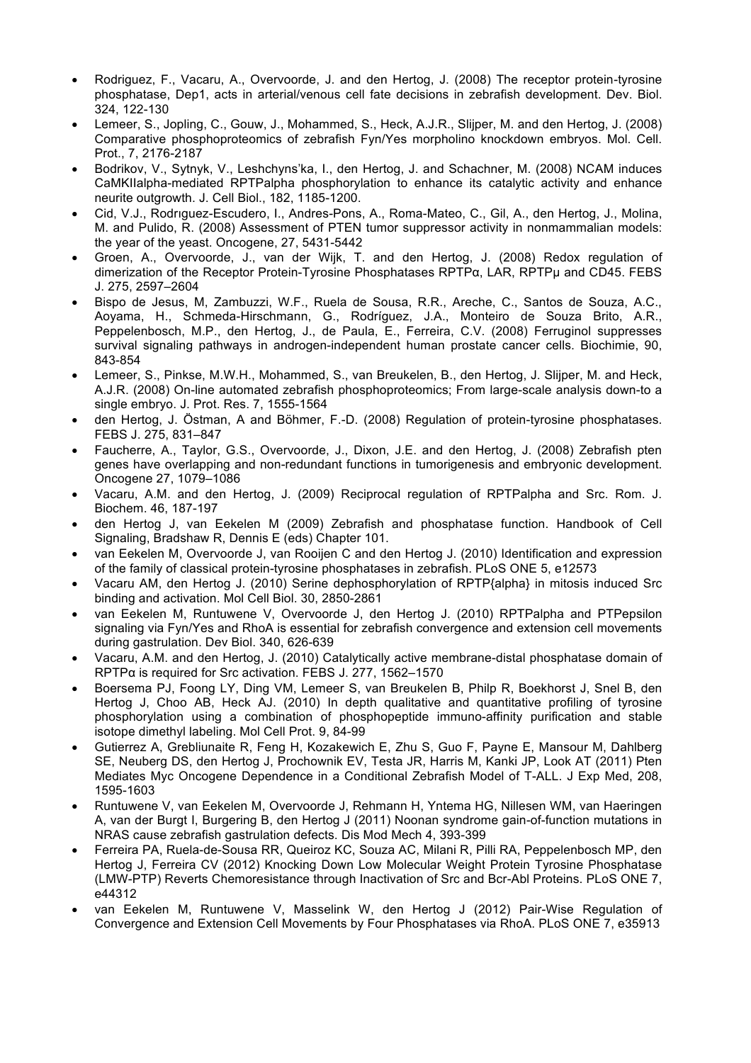- Rodriguez, F., Vacaru, A., Overvoorde, J. and den Hertog, J. (2008) The receptor protein-tyrosine phosphatase, Dep1, acts in arterial/venous cell fate decisions in zebrafish development. Dev. Biol. 324, 122-130
- Lemeer, S., Jopling, C., Gouw, J., Mohammed, S., Heck, A.J.R., Slijper, M. and den Hertog, J. (2008) Comparative phosphoproteomics of zebrafish Fyn/Yes morpholino knockdown embryos. Mol. Cell. Prot., 7, 2176-2187
- Bodrikov, V., Sytnyk, V., Leshchyns'ka, I., den Hertog, J. and Schachner, M. (2008) NCAM induces CaMKIIalpha-mediated RPTPalpha phosphorylation to enhance its catalytic activity and enhance neurite outgrowth. J. Cell Biol., 182, 1185-1200.
- Cid, V.J., Rodrıguez-Escudero, I., Andres-Pons, A., Roma-Mateo, C., Gil, A., den Hertog, J., Molina, M. and Pulido, R. (2008) Assessment of PTEN tumor suppressor activity in nonmammalian models: the year of the yeast. Oncogene, 27, 5431-5442
- Groen, A., Overvoorde, J., van der Wijk, T. and den Hertog, J. (2008) Redox regulation of dimerization of the Receptor Protein-Tyrosine Phosphatases RPTPα, LAR, RPTPμ and CD45. FEBS J. 275, 2597–2604
- Bispo de Jesus, M, Zambuzzi, W.F., Ruela de Sousa, R.R., Areche, C., Santos de Souza, A.C., Aoyama, H., Schmeda-Hirschmann, G., Rodríguez, J.A., Monteiro de Souza Brito, A.R., Peppelenbosch, M.P., den Hertog, J., de Paula, E., Ferreira, C.V. (2008) Ferruginol suppresses survival signaling pathways in androgen-independent human prostate cancer cells. Biochimie, 90, 843-854
- Lemeer, S., Pinkse, M.W.H., Mohammed, S., van Breukelen, B., den Hertog, J. Slijper, M. and Heck, A.J.R. (2008) On-line automated zebrafish phosphoproteomics; From large-scale analysis down-to a single embryo. J. Prot. Res. 7, 1555-1564
- den Hertog, J. Östman, A and Böhmer, F.-D. (2008) Regulation of protein-tyrosine phosphatases. FEBS J. 275, 831–847
- Faucherre, A., Taylor, G.S., Overvoorde, J., Dixon, J.E. and den Hertog, J. (2008) Zebrafish pten genes have overlapping and non-redundant functions in tumorigenesis and embryonic development. Oncogene 27, 1079–1086
- Vacaru, A.M. and den Hertog, J. (2009) Reciprocal regulation of RPTPalpha and Src. Rom. J. Biochem. 46, 187-197
- den Hertog J, van Eekelen M (2009) Zebrafish and phosphatase function. Handbook of Cell Signaling, Bradshaw R, Dennis E (eds) Chapter 101.
- van Eekelen M, Overvoorde J, van Rooijen C and den Hertog J. (2010) Identification and expression of the family of classical protein-tyrosine phosphatases in zebrafish. PLoS ONE 5, e12573
- Vacaru AM, den Hertog J. (2010) Serine dephosphorylation of RPTP{alpha} in mitosis induced Src binding and activation. Mol Cell Biol. 30, 2850-2861
- van Eekelen M, Runtuwene V, Overvoorde J, den Hertog J. (2010) RPTPalpha and PTPepsilon signaling via Fyn/Yes and RhoA is essential for zebrafish convergence and extension cell movements during gastrulation. Dev Biol. 340, 626-639
- Vacaru, A.M. and den Hertog, J. (2010) Catalytically active membrane-distal phosphatase domain of RPTPα is required for Src activation. FEBS J. 277, 1562–1570
- Boersema PJ, Foong LY, Ding VM, Lemeer S, van Breukelen B, Philp R, Boekhorst J, Snel B, den Hertog J, Choo AB, Heck AJ. (2010) In depth qualitative and quantitative profiling of tyrosine phosphorylation using a combination of phosphopeptide immuno-affinity purification and stable isotope dimethyl labeling. Mol Cell Prot. 9, 84-99
- Gutierrez A, Grebliunaite R, Feng H, Kozakewich E, Zhu S, Guo F, Payne E, Mansour M, Dahlberg SE, Neuberg DS, den Hertog J, Prochownik EV, Testa JR, Harris M, Kanki JP, Look AT (2011) Pten Mediates Myc Oncogene Dependence in a Conditional Zebrafish Model of T-ALL. J Exp Med, 208, 1595-1603
- Runtuwene V, van Eekelen M, Overvoorde J, Rehmann H, Yntema HG, Nillesen WM, van Haeringen A, van der Burgt I, Burgering B, den Hertog J (2011) Noonan syndrome gain-of-function mutations in NRAS cause zebrafish gastrulation defects. Dis Mod Mech 4, 393-399
- Ferreira PA, Ruela-de-Sousa RR, Queiroz KC, Souza AC, Milani R, Pilli RA, Peppelenbosch MP, den Hertog J, Ferreira CV (2012) Knocking Down Low Molecular Weight Protein Tyrosine Phosphatase (LMW-PTP) Reverts Chemoresistance through Inactivation of Src and Bcr-Abl Proteins. PLoS ONE 7, e44312
- van Eekelen M, Runtuwene V, Masselink W, den Hertog J (2012) Pair-Wise Regulation of Convergence and Extension Cell Movements by Four Phosphatases via RhoA. PLoS ONE 7, e35913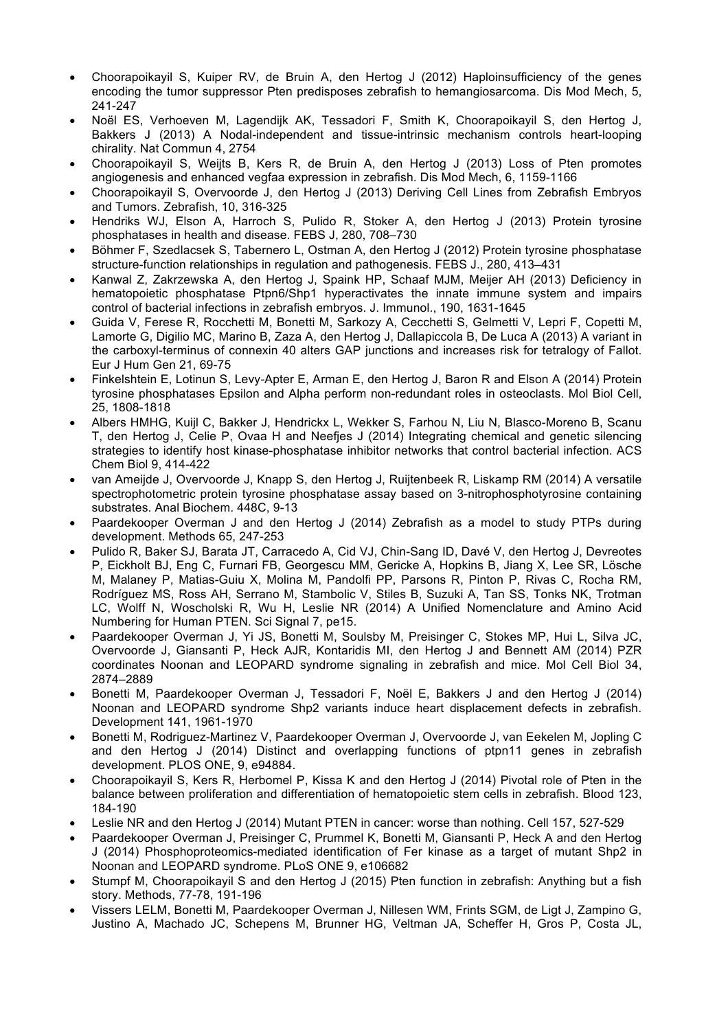- Choorapoikayil S, Kuiper RV, de Bruin A, den Hertog J (2012) Haploinsufficiency of the genes encoding the tumor suppressor Pten predisposes zebrafish to hemangiosarcoma. Dis Mod Mech, 5, 241-247
- Noël ES, Verhoeven M, Lagendijk AK, Tessadori F, Smith K, Choorapoikayil S, den Hertog J, Bakkers J (2013) A Nodal-independent and tissue-intrinsic mechanism controls heart-looping chirality. Nat Commun 4, 2754
- Choorapoikayil S, Weijts B, Kers R, de Bruin A, den Hertog J (2013) Loss of Pten promotes angiogenesis and enhanced vegfaa expression in zebrafish. Dis Mod Mech, 6, 1159-1166
- Choorapoikayil S, Overvoorde J, den Hertog J (2013) Deriving Cell Lines from Zebrafish Embryos and Tumors. Zebrafish, 10, 316-325
- Hendriks WJ, Elson A, Harroch S, Pulido R, Stoker A, den Hertog J (2013) Protein tyrosine phosphatases in health and disease. FEBS J, 280, 708–730
- Böhmer F, Szedlacsek S, Tabernero L, Ostman A, den Hertog J (2012) Protein tyrosine phosphatase structure-function relationships in regulation and pathogenesis. FEBS J., 280, 413–431
- Kanwal Z, Zakrzewska A, den Hertog J, Spaink HP, Schaaf MJM, Meijer AH (2013) Deficiency in hematopoietic phosphatase Ptpn6/Shp1 hyperactivates the innate immune system and impairs control of bacterial infections in zebrafish embryos. J. Immunol., 190, 1631-1645
- Guida V, Ferese R, Rocchetti M, Bonetti M, Sarkozy A, Cecchetti S, Gelmetti V, Lepri F, Copetti M, Lamorte G, Digilio MC, Marino B, Zaza A, den Hertog J, Dallapiccola B, De Luca A (2013) A variant in the carboxyl-terminus of connexin 40 alters GAP junctions and increases risk for tetralogy of Fallot. Eur J Hum Gen 21, 69-75
- Finkelshtein E, Lotinun S, Levy-Apter E, Arman E, den Hertog J, Baron R and Elson A (2014) Protein tyrosine phosphatases Epsilon and Alpha perform non-redundant roles in osteoclasts. Mol Biol Cell, 25, 1808-1818
- Albers HMHG, Kuijl C, Bakker J, Hendrickx L, Wekker S, Farhou N, Liu N, Blasco-Moreno B, Scanu T, den Hertog J, Celie P, Ovaa H and Neefjes J (2014) Integrating chemical and genetic silencing strategies to identify host kinase-phosphatase inhibitor networks that control bacterial infection. ACS Chem Biol 9, 414-422
- van Ameijde J, Overvoorde J, Knapp S, den Hertog J, Ruijtenbeek R, Liskamp RM (2014) A versatile spectrophotometric protein tyrosine phosphatase assay based on 3-nitrophosphotyrosine containing substrates. Anal Biochem. 448C, 9-13
- Paardekooper Overman J and den Hertog J (2014) Zebrafish as a model to study PTPs during development. Methods 65, 247-253
- Pulido R, Baker SJ, Barata JT, Carracedo A, Cid VJ, Chin-Sang ID, Davé V, den Hertog J, Devreotes P, Eickholt BJ, Eng C, Furnari FB, Georgescu MM, Gericke A, Hopkins B, Jiang X, Lee SR, Lösche M, Malaney P, Matias-Guiu X, Molina M, Pandolfi PP, Parsons R, Pinton P, Rivas C, Rocha RM, Rodríguez MS, Ross AH, Serrano M, Stambolic V, Stiles B, Suzuki A, Tan SS, Tonks NK, Trotman LC, Wolff N, Woscholski R, Wu H, Leslie NR (2014) A Unified Nomenclature and Amino Acid Numbering for Human PTEN. Sci Signal 7, pe15.
- Paardekooper Overman J, Yi JS, Bonetti M, Soulsby M, Preisinger C, Stokes MP, Hui L, Silva JC, Overvoorde J, Giansanti P, Heck AJR, Kontaridis MI, den Hertog J and Bennett AM (2014) PZR coordinates Noonan and LEOPARD syndrome signaling in zebrafish and mice. Mol Cell Biol 34, 2874–2889
- Bonetti M, Paardekooper Overman J, Tessadori F, Noël E, Bakkers J and den Hertog J (2014) Noonan and LEOPARD syndrome Shp2 variants induce heart displacement defects in zebrafish. Development 141, 1961-1970
- Bonetti M, Rodriguez-Martinez V, Paardekooper Overman J, Overvoorde J, van Eekelen M, Jopling C and den Hertog J (2014) Distinct and overlapping functions of ptpn11 genes in zebrafish development. PLOS ONE, 9, e94884.
- Choorapoikayil S, Kers R, Herbomel P, Kissa K and den Hertog J (2014) Pivotal role of Pten in the balance between proliferation and differentiation of hematopoietic stem cells in zebrafish. Blood 123, 184-190
- Leslie NR and den Hertog J (2014) Mutant PTEN in cancer: worse than nothing. Cell 157, 527-529
- Paardekooper Overman J, Preisinger C, Prummel K, Bonetti M, Giansanti P, Heck A and den Hertog J (2014) Phosphoproteomics-mediated identification of Fer kinase as a target of mutant Shp2 in Noonan and LEOPARD syndrome. PLoS ONE 9, e106682
- Stumpf M, Choorapoikayil S and den Hertog J (2015) Pten function in zebrafish: Anything but a fish story. Methods, 77-78, 191-196
- Vissers LELM, Bonetti M, Paardekooper Overman J, Nillesen WM, Frints SGM, de Ligt J, Zampino G, Justino A, Machado JC, Schepens M, Brunner HG, Veltman JA, Scheffer H, Gros P, Costa JL,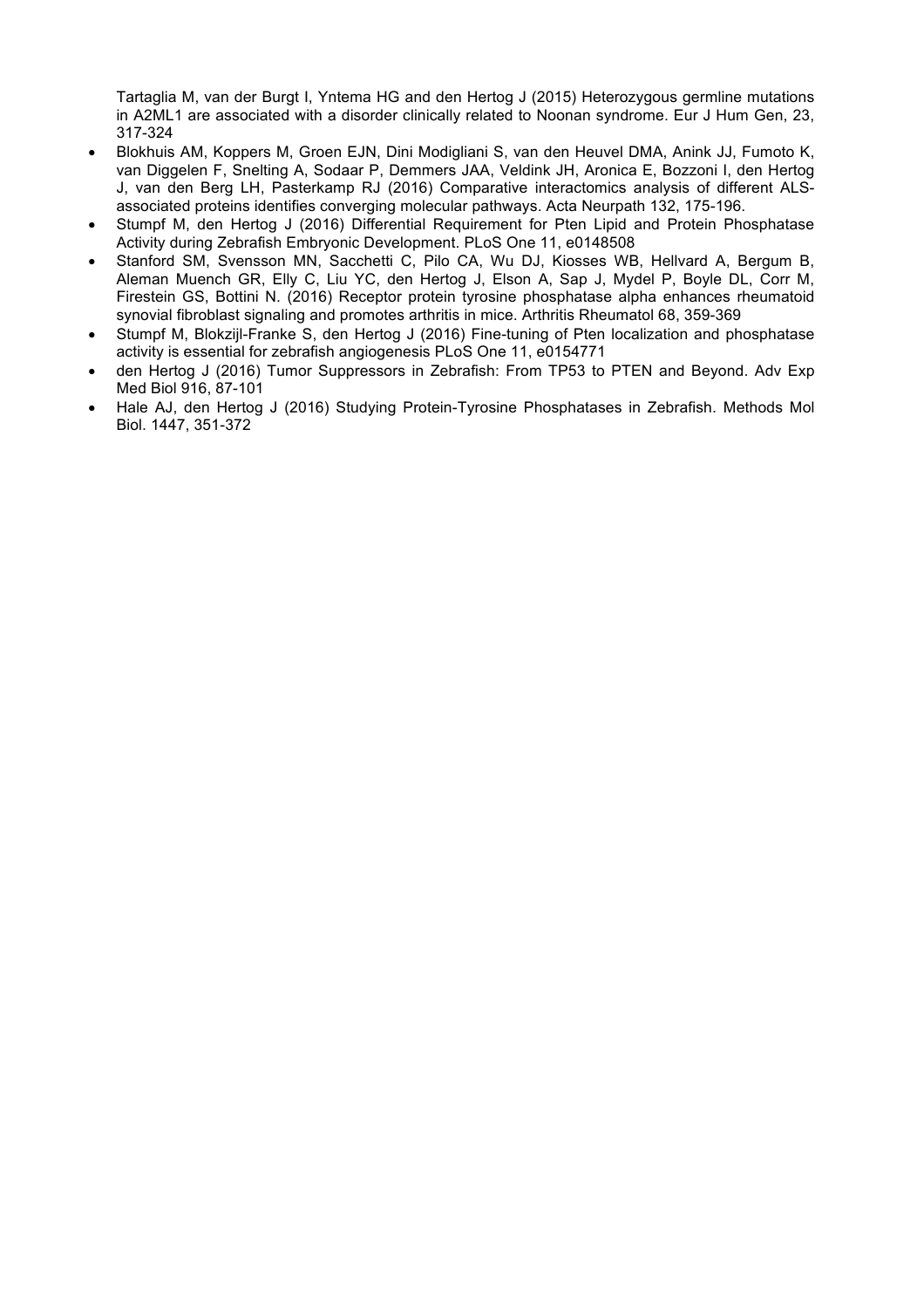Tartaglia M, van der Burgt I, Yntema HG and den Hertog J (2015) Heterozygous germline mutations in A2ML1 are associated with a disorder clinically related to Noonan syndrome. Eur J Hum Gen, 23, 317-324

- Blokhuis AM, Koppers M, Groen EJN, Dini Modigliani S, van den Heuvel DMA, Anink JJ, Fumoto K, van Diggelen F, Snelting A, Sodaar P, Demmers JAA, Veldink JH, Aronica E, Bozzoni I, den Hertog J, van den Berg LH, Pasterkamp RJ (2016) Comparative interactomics analysis of different ALS-associated proteins identifies converging molecular pathways. Acta Neurpath 132, 175-196.
- Stumpf M, den Hertog J (2016) Differential Requirement for Pten Lipid and Protein Phosphatase Activity during Zebrafish Embryonic Development. PLoS One 11, e0148508
- Stanford SM, Svensson MN, Sacchetti C, Pilo CA, Wu DJ, Kiosses WB, Hellvard A, Bergum B, Aleman Muench GR, Elly C, Liu YC, den Hertog J, Elson A, Sap J, Mydel P, Boyle DL, Corr M, Firestein GS, Bottini N. (2016) Receptor protein tyrosine phosphatase alpha enhances rheumatoid synovial fibroblast signaling and promotes arthritis in mice. Arthritis Rheumatol 68, 359-369
- Stumpf M, Blokzijl-Franke S, den Hertog J (2016) Fine-tuning of Pten localization and phosphatase activity is essential for zebrafish angiogenesis PLoS One 11, e0154771
- den Hertog J (2016) Tumor Suppressors in Zebrafish: From TP53 to PTEN and Beyond. Adv Exp Med Biol 916, 87-101
- Hale AJ, den Hertog J (2016) Studying Protein-Tyrosine Phosphatases in Zebrafish. Methods Mol Biol. 1447, 351-372